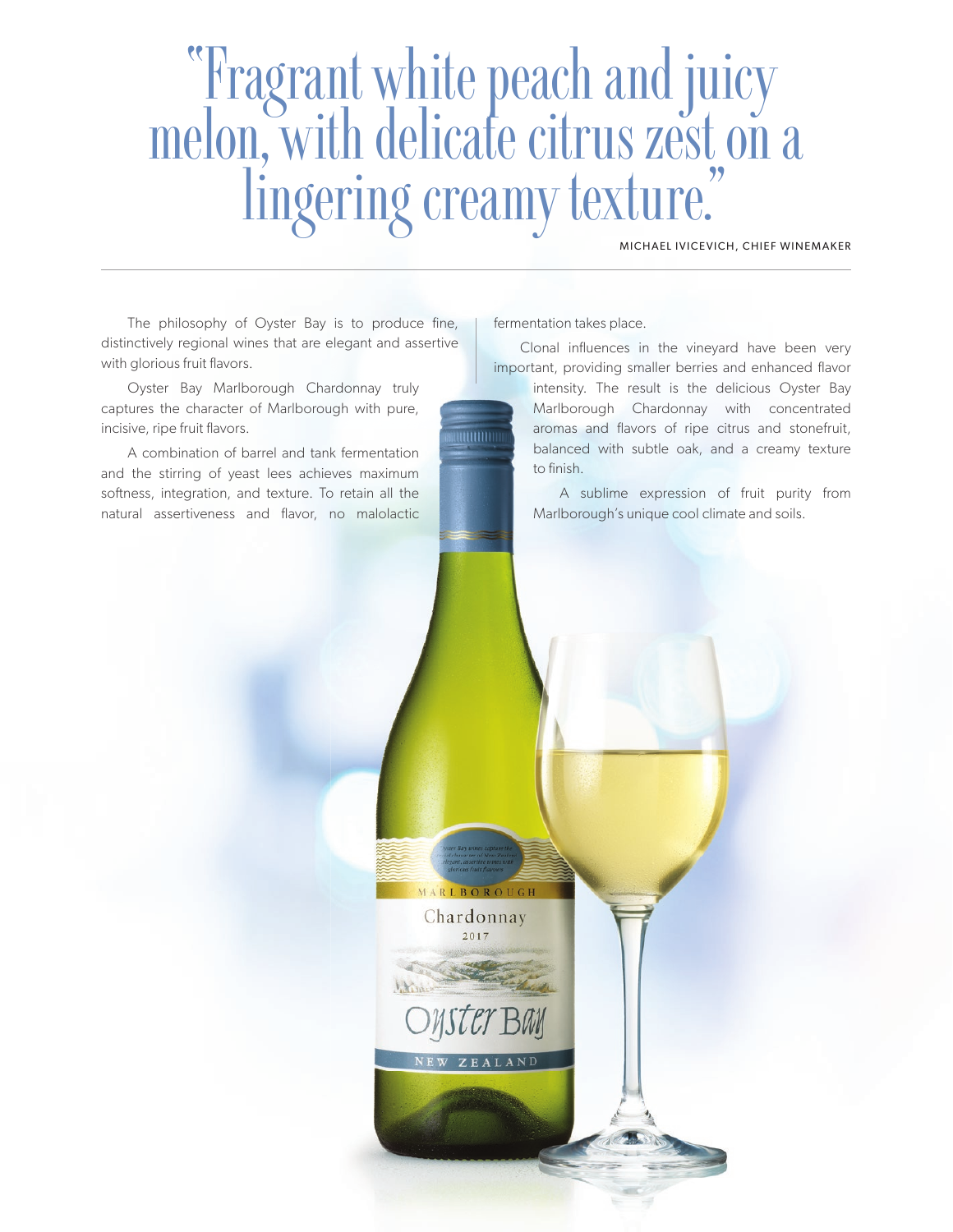# "Fragrant white peach and juicy melon, with delicate citrus zest on a lingering creamy texture."

MICHAEL IVICEVICH, CHIEF WINEMAKER

The philosophy of Oyster Bay is to produce fine, distinctively regional wines that are elegant and assertive with glorious fruit flavors.

Oyster Bay Marlborough Chardonnay truly captures the character of Marlborough with pure, incisive, ripe fruit flavors.

A combination of barrel and tank fermentation and the stirring of yeast lees achieves maximum softness, integration, and texture. To retain all the natural assertiveness and flavor, no malolactic fermentation takes place.

Clonal influences in the vineyard have been very important, providing smaller berries and enhanced flavor intensity. The result is the delicious Oyster Bay Marlborough Chardonnay with concentrated aromas and flavors of ripe citrus and stonefruit, balanced with subtle oak, and a creamy texture to finish.

A sublime expression of fruit purity from Marlborough's unique cool climate and soils.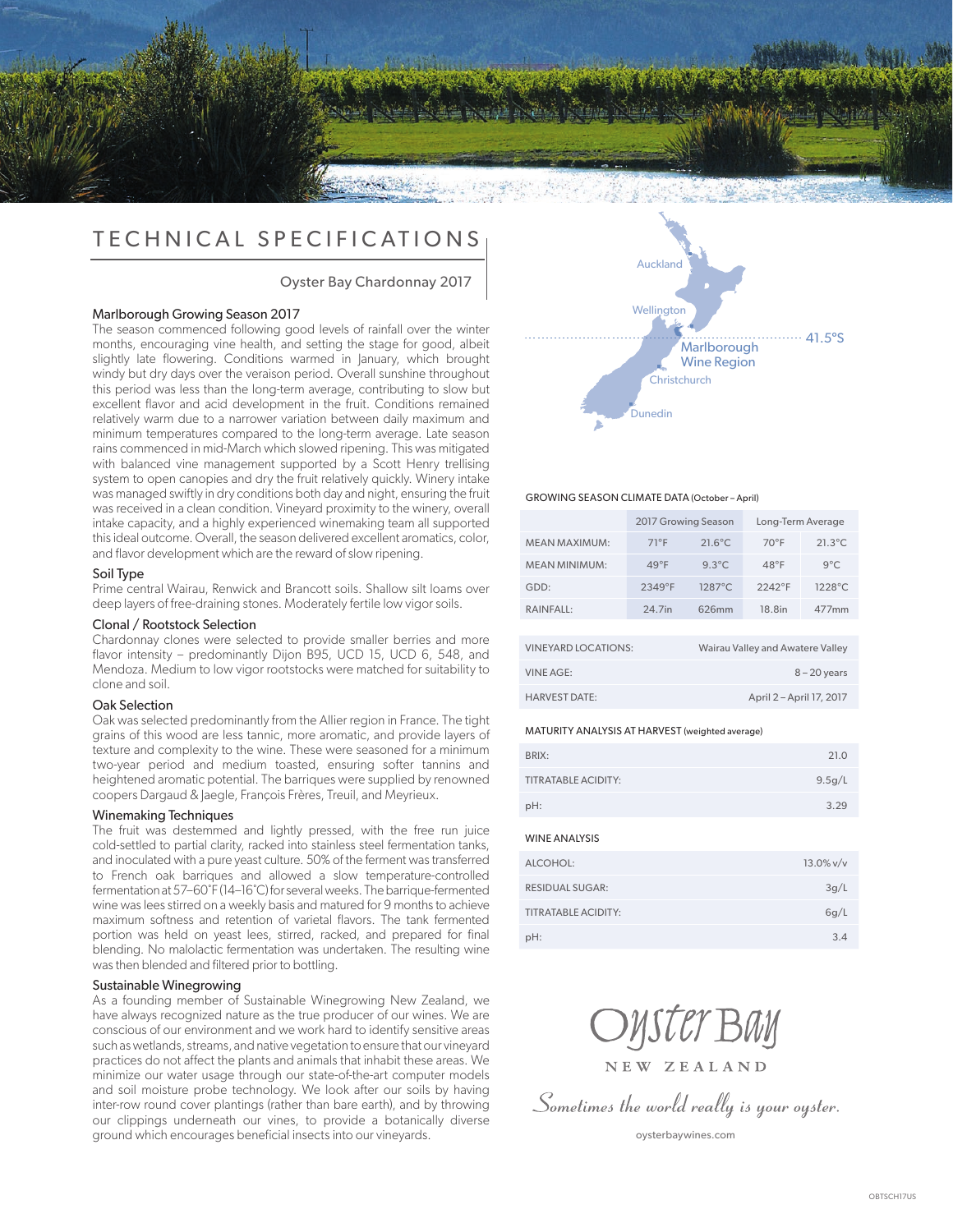# TECHNICAL SPECIFICATIONS

Oyster Bay Chardonnay 2017

### Marlborough Growing Season 2017

The season commenced following good levels of rainfall over the winter months, encouraging vine health, and setting the stage for good, albeit slightly late flowering. Conditions warmed in January, which brought windy but dry days over the veraison period. Overall sunshine throughout this period was less than the long-term average, contributing to slow but excellent flavor and acid development in the fruit. Conditions remained relatively warm due to a narrower variation between daily maximum and minimum temperatures compared to the long-term average. Late season rains commenced in mid-March which slowed ripening. This was mitigated with balanced vine management supported by a Scott Henry trellising system to open canopies and dry the fruit relatively quickly. Winery intake was managed swiftly in dry conditions both day and night, ensuring the fruit was received in a clean condition. Vineyard proximity to the winery, overall intake capacity, and a highly experienced winemaking team all supported this ideal outcome. Overall, the season delivered excellent aromatics, color, and flavor development which are the reward of slow ripening.

### Soil Type

Prime central Wairau, Renwick and Brancott soils. Shallow silt loams over deep layers of free-draining stones. Moderately fertile low vigor soils.

### Clonal / Rootstock Selection

Chardonnay clones were selected to provide smaller berries and more flavor intensity – predominantly Dijon B95, UCD 15, UCD 6, 548, and Mendoza. Medium to low vigor rootstocks were matched for suitability to clone and soil.

### Oak Selection

Oak was selected predominantly from the Allier region in France. The tight grains of this wood are less tannic, more aromatic, and provide layers of texture and complexity to the wine. These were seasoned for a minimum two-year period and medium toasted, ensuring softer tannins and heightened aromatic potential. The barriques were supplied by renowned coopers Dargaud & Jaegle, François Frères, Treuil, and Meyrieux.

### Winemaking Techniques

The fruit was destemmed and lightly pressed, with the free run juice cold-settled to partial clarity, racked into stainless steel fermentation tanks, and inoculated with a pure yeast culture. 50% of the ferment was transferred to French oak barriques and allowed a slow temperature-controlled fermentation at 57–60˚F (14–16˚C) for several weeks. The barrique-fermented wine was lees stirred on a weekly basis and matured for 9 months to achieve maximum softness and retention of varietal flavors. The tank fermented portion was held on yeast lees, stirred, racked, and prepared for final blending. No malolactic fermentation was undertaken. The resulting wine was then blended and filtered prior to bottling.

### Sustainable Winegrowing

As a founding member of Sustainable Winegrowing New Zealand, we have always recognized nature as the true producer of our wines. We are conscious of our environment and we work hard to identify sensitive areas such as wetlands, streams, and native vegetation to ensure that our vineyard practices do not affect the plants and animals that inhabit these areas. We minimize our water usage through our state-of-the-art computer models and soil moisture probe technology. We look after our soils by having inter-row round cover plantings (rather than bare earth), and by throwing our clippings underneath our vines, to provide a botanically diverse ground which encourages beneficial insects into our vineyards.

Auckland
Wellington
Marlborough Wine Region
41.5°S
Christchurch
Dunedin

GROWING SEASON CLIMATE DATA (October – April)

| | 2017 Growing Season | | Long-Term Average | |
|---|---|---|---|---|
| MEAN MAXIMUM: | 71°F | 21.6°C | 70°F | 21.3°C |
| MEAN MINIMUM: | 49°F | 9.3°C | 48°F | 9°C |
| GDD: | 2349°F | 1287°C | 2242°F | 1228°C |
| RAINFALL: | 24.7in | 626mm | 18.8in | 477mm |

| | |
|---|---|
| VINEYARD LOCATIONS: | Wairau Valley and Awatere Valley |
| VINE AGE: | 8 – 20 years |
| HARVEST DATE: | April 2 – April 17, 2017 |

MATURITY ANALYSIS AT HARVEST (weighted average)

| | |
|---|---|
| BRIX: | 21.0 |
| TITRATABLE ACIDITY: | 9.5g/L |
| pH: | 3.29 |

WINE ANALYSIS

| | |
|---|---|
| ALCOHOL: | 13.0% v/v |
| RESIDUAL SUGAR: | 3g/L |
| TITRATABLE ACIDITY: | 6g/L |
| pH: | 3.4 |

Oyster Bay

NEW ZEALAND

*Sometimes the world really is your oyster.*

oysterbaywines.com

OBTSCH17US